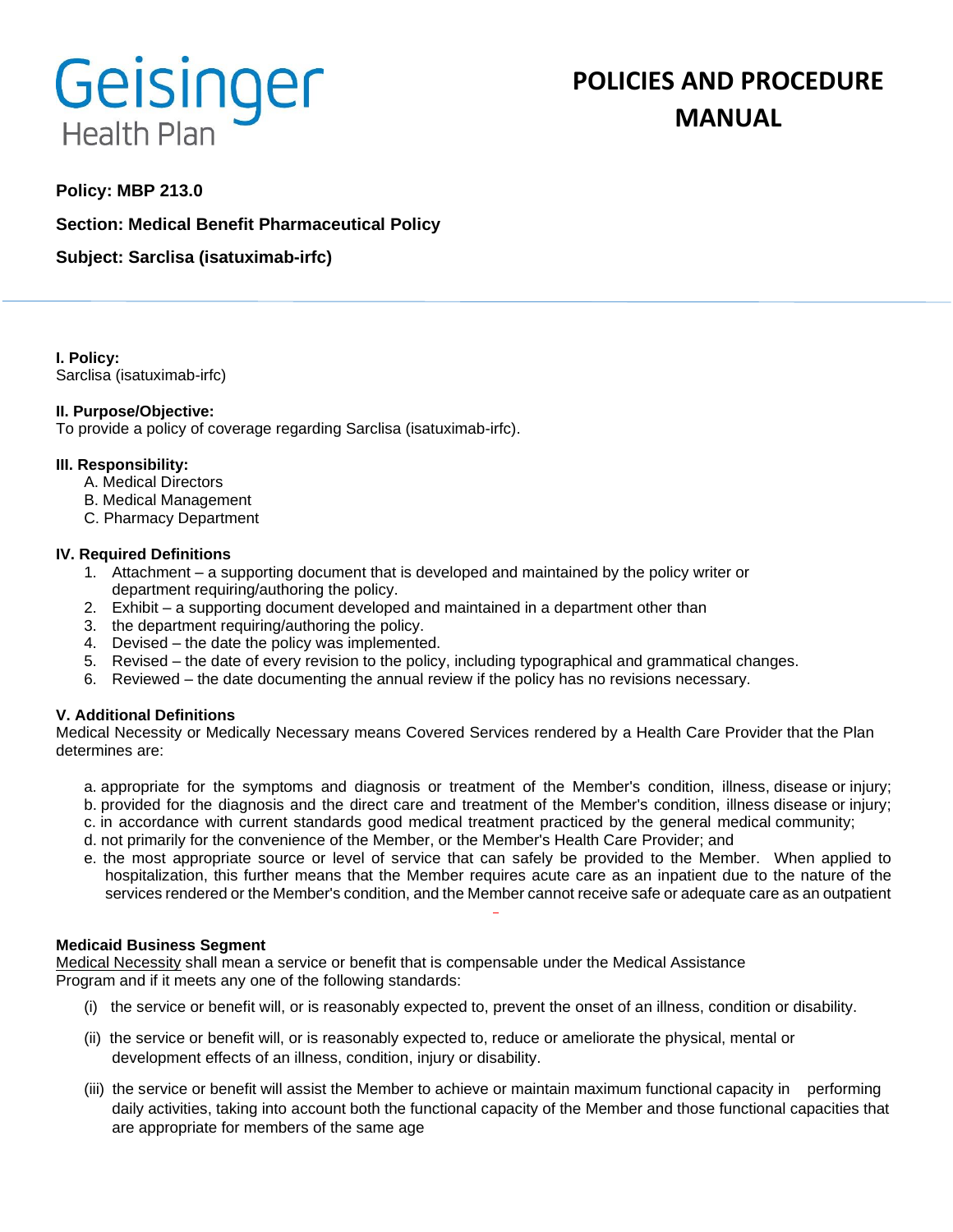Geisinger Health Plan

# POLICIES AND PROCEDURE MANUAL

**Policy: MBP 213.0**

**Section: Medical Benefit Pharmaceutical Policy**

**Subject: Sarclisa (isatuximab-irfc)**

**I. Policy:**
Sarclisa (isatuximab-irfc)

**II. Purpose/Objective:**
To provide a policy of coverage regarding Sarclisa (isatuximab-irfc).

**III. Responsibility:**

A. Medical Directors
B. Medical Management
C. Pharmacy Department

**IV. Required Definitions**

1. Attachment – a supporting document that is developed and maintained by the policy writer or department requiring/authoring the policy.
2. Exhibit – a supporting document developed and maintained in a department other than
3. the department requiring/authoring the policy.
4. Devised – the date the policy was implemented.
5. Revised – the date of every revision to the policy, including typographical and grammatical changes.
6. Reviewed – the date documenting the annual review if the policy has no revisions necessary.

**V. Additional Definitions**
Medical Necessity or Medically Necessary means Covered Services rendered by a Health Care Provider that the Plan determines are:

a. appropriate for the symptoms and diagnosis or treatment of the Member's condition, illness, disease or injury;
b. provided for the diagnosis and the direct care and treatment of the Member's condition, illness disease or injury;
c. in accordance with current standards good medical treatment practiced by the general medical community;
d. not primarily for the convenience of the Member, or the Member's Health Care Provider; and
e. the most appropriate source or level of service that can safely be provided to the Member. When applied to hospitalization, this further means that the Member requires acute care as an inpatient due to the nature of the services rendered or the Member's condition, and the Member cannot receive safe or adequate care as an outpatient

**Medicaid Business Segment**
Medical Necessity shall mean a service or benefit that is compensable under the Medical Assistance Program and if it meets any one of the following standards:

(i) the service or benefit will, or is reasonably expected to, prevent the onset of an illness, condition or disability.

(ii) the service or benefit will, or is reasonably expected to, reduce or ameliorate the physical, mental or development effects of an illness, condition, injury or disability.

(iii) the service or benefit will assist the Member to achieve or maintain maximum functional capacity in performing daily activities, taking into account both the functional capacity of the Member and those functional capacities that are appropriate for members of the same age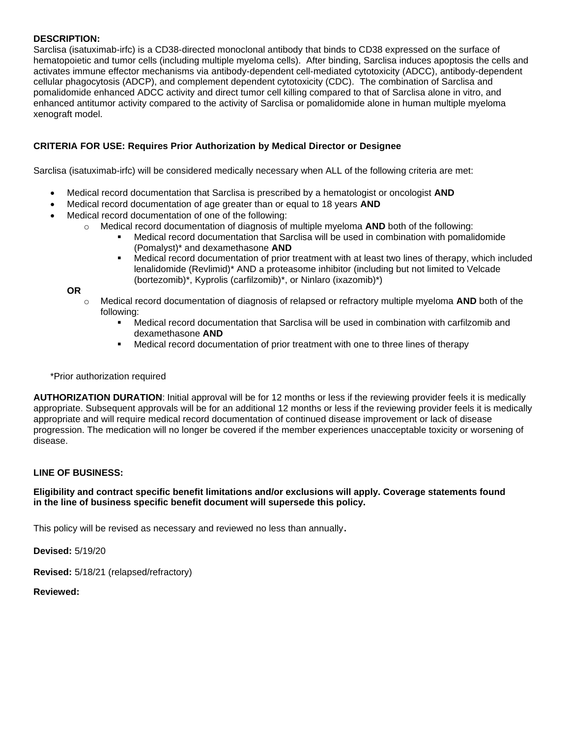**DESCRIPTION:**
Sarclisa (isatuximab-irfc) is a CD38-directed monoclonal antibody that binds to CD38 expressed on the surface of hematopoietic and tumor cells (including multiple myeloma cells). After binding, Sarclisa induces apoptosis the cells and activates immune effector mechanisms via antibody-dependent cell-mediated cytotoxicity (ADCC), antibody-dependent cellular phagocytosis (ADCP), and complement dependent cytotoxicity (CDC). The combination of Sarclisa and pomalidomide enhanced ADCC activity and direct tumor cell killing compared to that of Sarclisa alone in vitro, and enhanced antitumor activity compared to the activity of Sarclisa or pomalidomide alone in human multiple myeloma xenograft model.

**CRITERIA FOR USE: Requires Prior Authorization by Medical Director or Designee**

Sarclisa (isatuximab-irfc) will be considered medically necessary when ALL of the following criteria are met:

- Medical record documentation that Sarclisa is prescribed by a hematologist or oncologist **AND**
- Medical record documentation of age greater than or equal to 18 years **AND**
- Medical record documentation of one of the following:
  - Medical record documentation of diagnosis of multiple myeloma **AND** both of the following:
    - Medical record documentation that Sarclisa will be used in combination with pomalidomide (Pomalyst)* and dexamethasone **AND**
    - Medical record documentation of prior treatment with at least two lines of therapy, which included lenalidomide (Revlimid)* AND a proteasome inhibitor (including but not limited to Velcade (bortezomib)*, Kyprolis (carfilzomib)*, or Ninlaro (ixazomib)*)

  **OR**

  - Medical record documentation of diagnosis of relapsed or refractory multiple myeloma **AND** both of the following:
    - Medical record documentation that Sarclisa will be used in combination with carfilzomib and dexamethasone **AND**
    - Medical record documentation of prior treatment with one to three lines of therapy

*Prior authorization required

**AUTHORIZATION DURATION**: Initial approval will be for 12 months or less if the reviewing provider feels it is medically appropriate. Subsequent approvals will be for an additional 12 months or less if the reviewing provider feels it is medically appropriate and will require medical record documentation of continued disease improvement or lack of disease progression. The medication will no longer be covered if the member experiences unacceptable toxicity or worsening of disease.

**LINE OF BUSINESS:**

**Eligibility and contract specific benefit limitations and/or exclusions will apply. Coverage statements found in the line of business specific benefit document will supersede this policy.**

This policy will be revised as necessary and reviewed no less than annually.

**Devised:** 5/19/20

**Revised:** 5/18/21 (relapsed/refractory)

**Reviewed:**